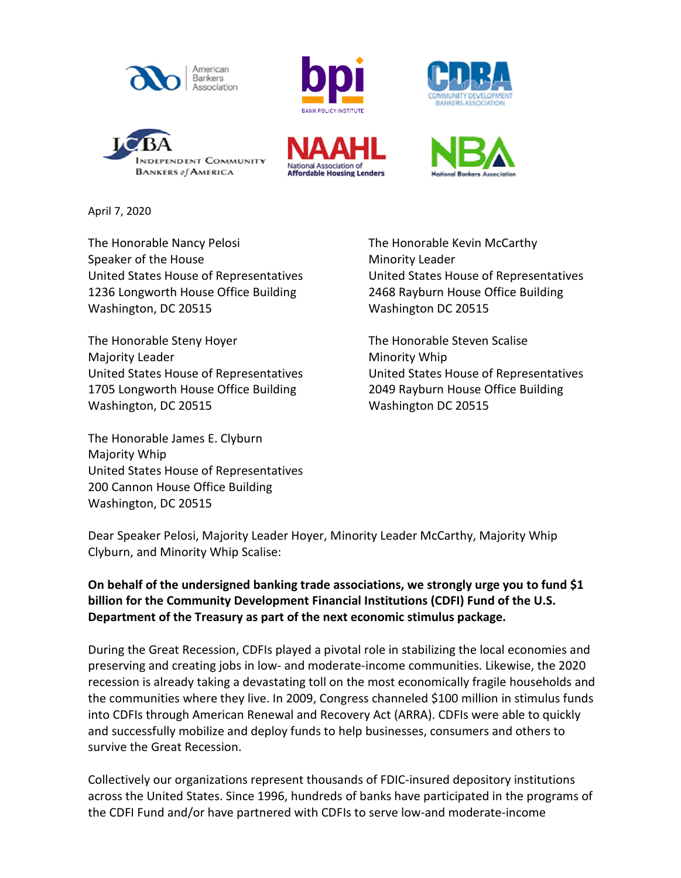American Bankers Association | BPI Bank Policy Institute | CDBA Community Development Bankers Association | ICBA Independent Community Bankers of America | NAAHL National Association of Affordable Housing Lenders | NBA National Bankers Association

April 7, 2020

The Honorable Nancy Pelosi
Speaker of the House
United States House of Representatives
1236 Longworth House Office Building
Washington, DC 20515

The Honorable Kevin McCarthy
Minority Leader
United States House of Representatives
2468 Rayburn House Office Building
Washington DC 20515

The Honorable Steny Hoyer
Majority Leader
United States House of Representatives
1705 Longworth House Office Building
Washington, DC 20515

The Honorable Steven Scalise
Minority Whip
United States House of Representatives
2049 Rayburn House Office Building
Washington DC 20515

The Honorable James E. Clyburn
Majority Whip
United States House of Representatives
200 Cannon House Office Building
Washington, DC 20515

Dear Speaker Pelosi, Majority Leader Hoyer, Minority Leader McCarthy, Majority Whip Clyburn, and Minority Whip Scalise:

**On behalf of the undersigned banking trade associations, we strongly urge you to fund $1 billion for the Community Development Financial Institutions (CDFI) Fund of the U.S. Department of the Treasury as part of the next economic stimulus package.**

During the Great Recession, CDFIs played a pivotal role in stabilizing the local economies and preserving and creating jobs in low- and moderate-income communities. Likewise, the 2020 recession is already taking a devastating toll on the most economically fragile households and the communities where they live. In 2009, Congress channeled $100 million in stimulus funds into CDFIs through American Renewal and Recovery Act (ARRA). CDFIs were able to quickly and successfully mobilize and deploy funds to help businesses, consumers and others to survive the Great Recession.

Collectively our organizations represent thousands of FDIC-insured depository institutions across the United States. Since 1996, hundreds of banks have participated in the programs of the CDFI Fund and/or have partnered with CDFIs to serve low-and moderate-income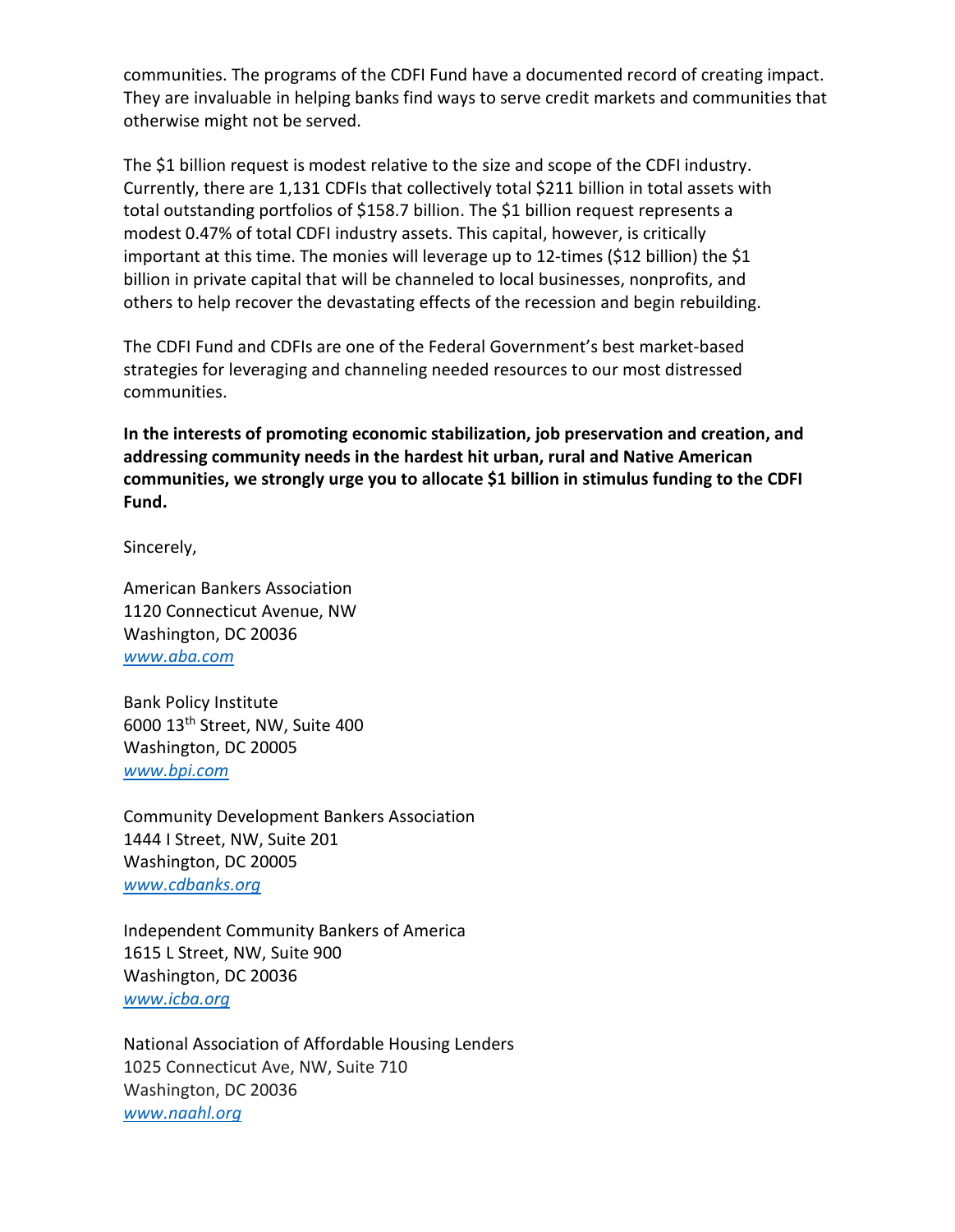communities. The programs of the CDFI Fund have a documented record of creating impact. They are invaluable in helping banks find ways to serve credit markets and communities that otherwise might not be served.

The $1 billion request is modest relative to the size and scope of the CDFI industry. Currently, there are 1,131 CDFIs that collectively total $211 billion in total assets with total outstanding portfolios of $158.7 billion. The $1 billion request represents a modest 0.47% of total CDFI industry assets. This capital, however, is critically important at this time. The monies will leverage up to 12-times ($12 billion) the $1 billion in private capital that will be channeled to local businesses, nonprofits, and others to help recover the devastating effects of the recession and begin rebuilding.

The CDFI Fund and CDFIs are one of the Federal Government's best market-based strategies for leveraging and channeling needed resources to our most distressed communities.

**In the interests of promoting economic stabilization, job preservation and creation, and addressing community needs in the hardest hit urban, rural and Native American communities, we strongly urge you to allocate $1 billion in stimulus funding to the CDFI Fund.**

Sincerely,

American Bankers Association
1120 Connecticut Avenue, NW
Washington, DC 20036
*www.aba.com*

Bank Policy Institute
6000 13th Street, NW, Suite 400
Washington, DC 20005
*www.bpi.com*

Community Development Bankers Association
1444 I Street, NW, Suite 201
Washington, DC 20005
*www.cdbanks.org*

Independent Community Bankers of America
1615 L Street, NW, Suite 900
Washington, DC 20036
*www.icba.org*

National Association of Affordable Housing Lenders
1025 Connecticut Ave, NW, Suite 710
Washington, DC 20036
*www.naahl.org*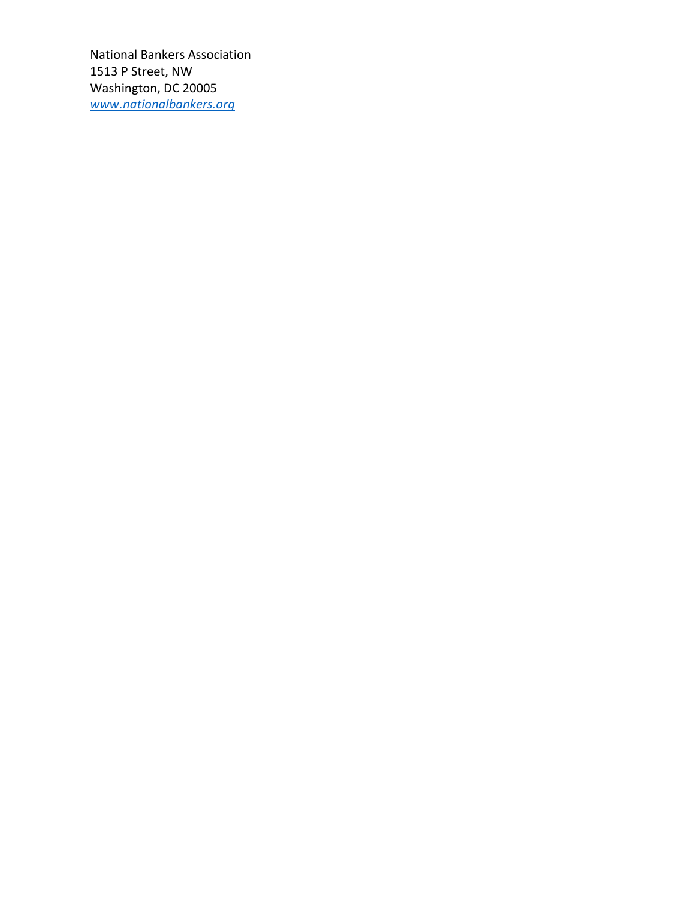National Bankers Association
1513 P Street, NW
Washington, DC 20005
*www.nationalbankers.org*